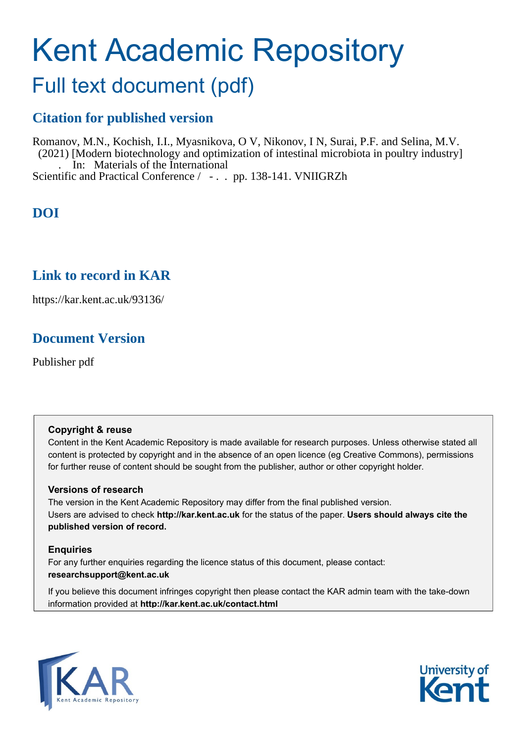# Kent Academic Repository

## Full text document (pdf)

## Citation for published version

Romanov, M.N., Kochish, I.I., Myasnikova, O V, Nikonov, I N, Surai, P.F. and Selina, M.V. (2021) [Modern biotechnology and optimization of intestinal microbiota in poultry industry] . In: Materials of the International Scientific and Practical Conference / - . . pp. 138-141. VNIIGRZh

## DOI

## Link to record in KAR

https://kar.kent.ac.uk/93136/

## Document Version

Publisher pdf

**Copyright & reuse**

Content in the Kent Academic Repository is made available for research purposes. Unless otherwise stated all content is protected by copyright and in the absence of an open licence (eg Creative Commons), permissions for further reuse of content should be sought from the publisher, author or other copyright holder.

**Versions of research**

The version in the Kent Academic Repository may differ from the final published version. Users are advised to check **http://kar.kent.ac.uk** for the status of the paper. **Users should always cite the published version of record.**

**Enquiries**

For any further enquiries regarding the licence status of this document, please contact: **researchsupport@kent.ac.uk**

If you believe this document infringes copyright then please contact the KAR admin team with the take-down information provided at **http://kar.kent.ac.uk/contact.html**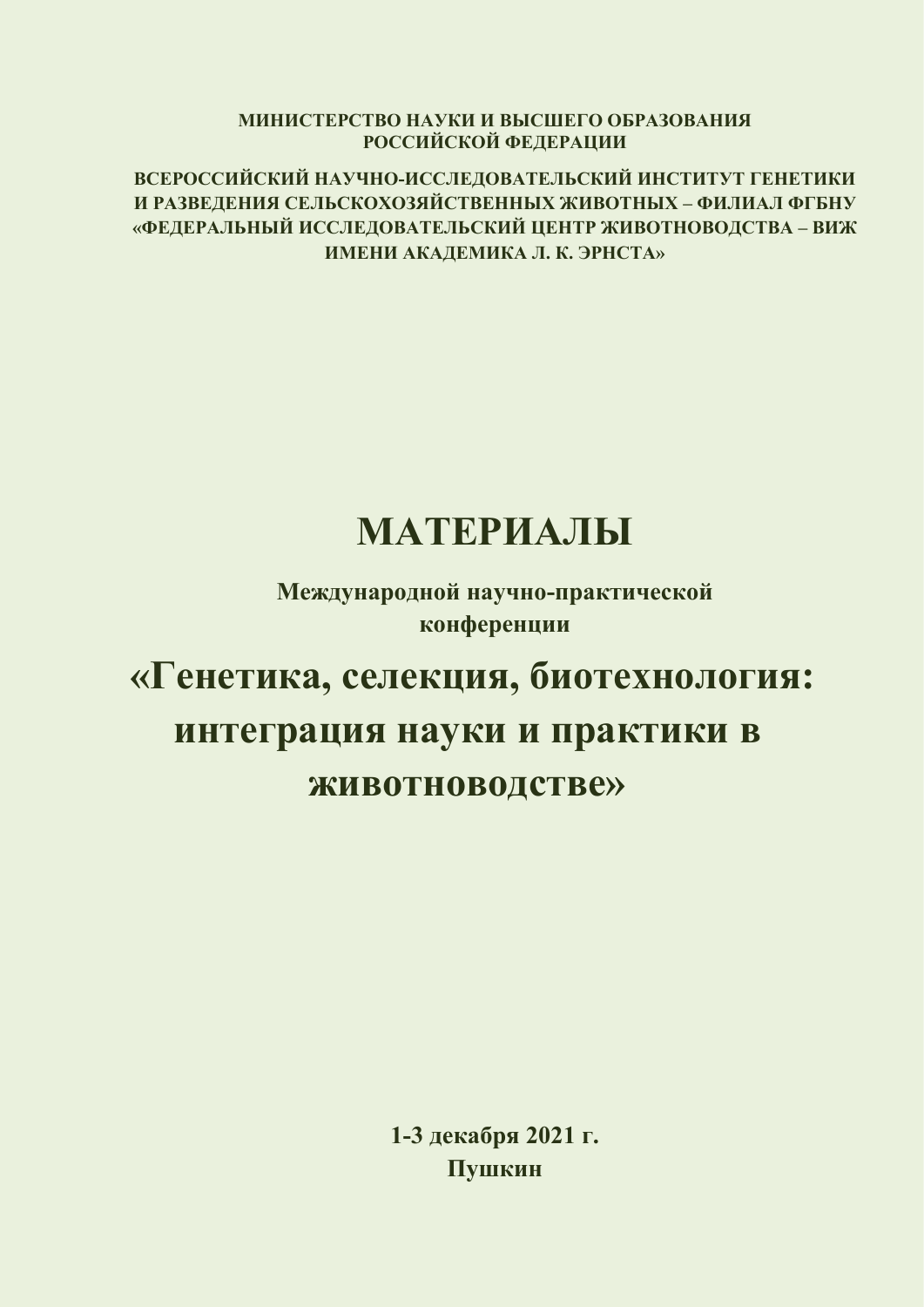МИНИСТЕРСТВО НАУКИ И ВЫСШЕГО ОБРАЗОВАНИЯ РОССИЙСКОЙ ФЕДЕРАЦИИ

ВСЕРОССИЙСКИЙ НАУЧНО-ИССЛЕДОВАТЕЛЬСКИЙ ИНСТИТУТ ГЕНЕТИКИ И РАЗВЕДЕНИЯ СЕЛЬСКОХОЗЯЙСТВЕННЫХ ЖИВОТНЫХ – ФИЛИАЛ ФГБНУ «ФЕДЕРАЛЬНЫЙ ИССЛЕДОВАТЕЛЬСКИЙ ЦЕНТР ЖИВОТНОВОДСТВА – ВИЖ ИМЕНИ АКАДЕМИКА Л. К. ЭРНСТА»

# МАТЕРИАЛЫ

**Международной научно-практической конференции**

# «Генетика, селекция, биотехнология: интеграция науки и практики в животноводстве»

**1-3 декабря 2021 г.**
**Пушкин**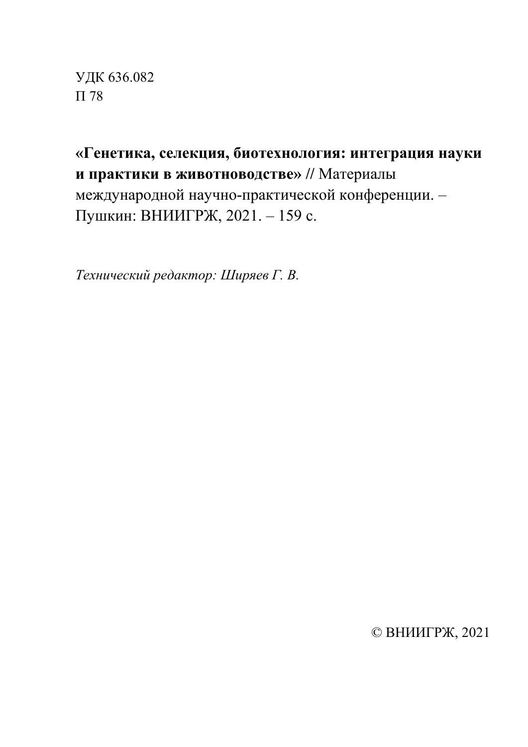УДК 636.082
П 78

**«Генетика, селекция, биотехнология: интеграция науки и практики в животноводстве» //** Материалы международной научно-практической конференции. – Пушкин: ВНИИГРЖ, 2021. – 159 с.

*Технический редактор: Ширяев Г. В.*

© ВНИИГРЖ, 2021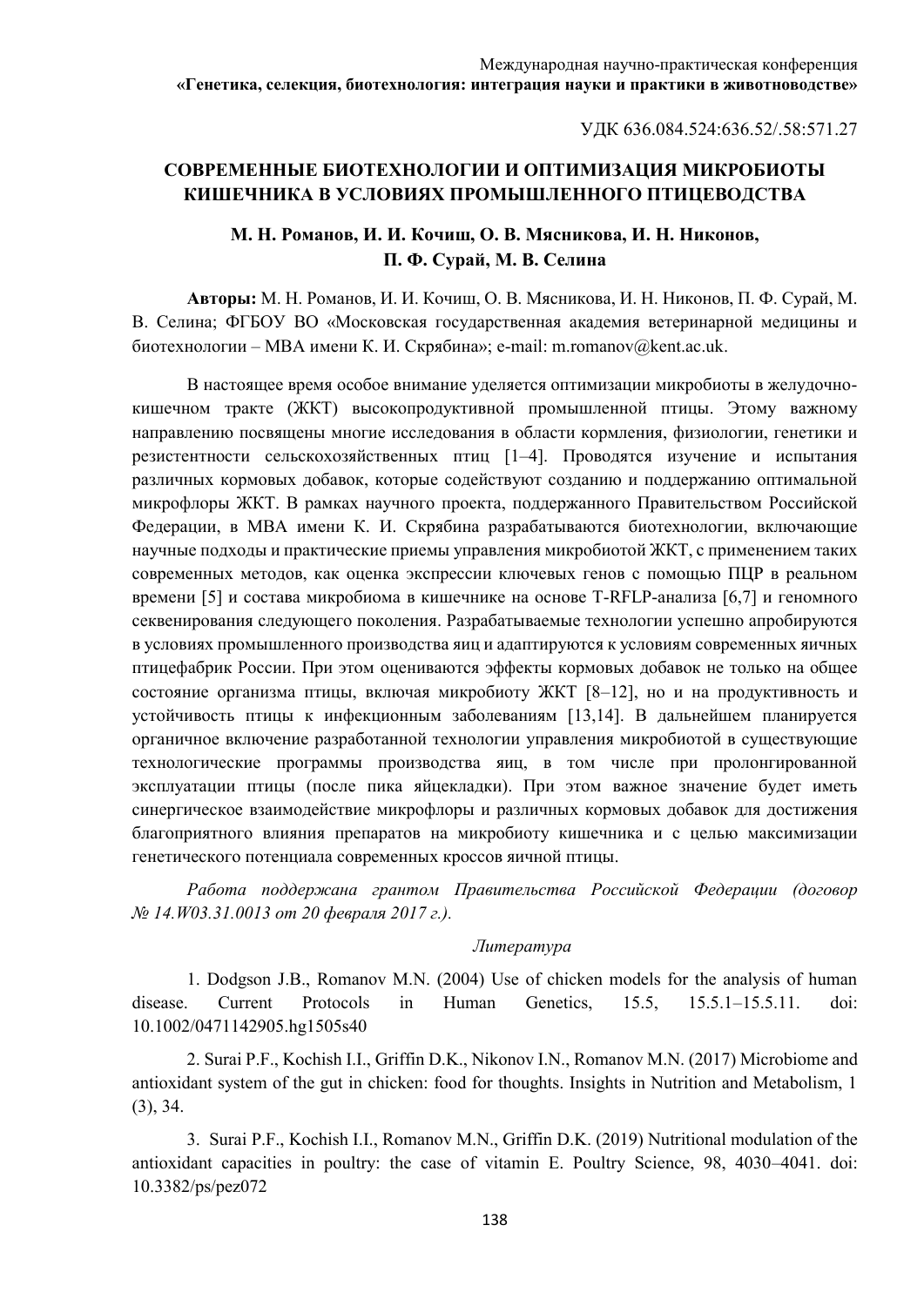УДК 636.084.524:636.52/.58:571.27

# СОВРЕМЕННЫЕ БИОТЕХНОЛОГИИ И ОПТИМИЗАЦИЯ МИКРОБИОТЫ КИШЕЧНИКА В УСЛОВИЯХ ПРОМЫШЛЕННОГО ПТИЦЕВОДСТВА

**М. Н. Романов, И. И. Кочиш, О. В. Мясникова, И. Н. Никонов, П. Ф. Сурай, М. В. Селина**

**Авторы:** М. Н. Романов, И. И. Кочиш, О. В. Мясникова, И. Н. Никонов, П. Ф. Сурай, М. В. Селина; ФГБОУ ВО «Московская государственная академия ветеринарной медицины и биотехнологии – МВА имени К. И. Скрябина»; e-mail: m.romanov@kent.ac.uk.

В настоящее время особое внимание уделяется оптимизации микробиоты в желудочно-кишечном тракте (ЖКТ) высокопродуктивной промышленной птицы. Этому важному направлению посвящены многие исследования в области кормления, физиологии, генетики и резистентности сельскохозяйственных птиц [1–4]. Проводятся изучение и испытания различных кормовых добавок, которые содействуют созданию и поддержанию оптимальной микрофлоры ЖКТ. В рамках научного проекта, поддержанного Правительством Российской Федерации, в МВА имени К. И. Скрябина разрабатываются биотехнологии, включающие научные подходы и практические приемы управления микробиотой ЖКТ, с применением таких современных методов, как оценка экспрессии ключевых генов с помощью ПЦР в реальном времени [5] и состава микробиома в кишечнике на основе T-RFLP-анализа [6,7] и геномного секвенирования следующего поколения. Разрабатываемые технологии успешно апробируются в условиях промышленного производства яиц и адаптируются к условиям современных яичных птицефабрик России. При этом оцениваются эффекты кормовых добавок не только на общее состояние организма птицы, включая микробиоту ЖКТ [8–12], но и на продуктивность и устойчивость птицы к инфекционным заболеваниям [13,14]. В дальнейшем планируется органичное включение разработанной технологии управления микробиотой в существующие технологические программы производства яиц, в том числе при пролонгированной эксплуатации птицы (после пика яйцекладки). При этом важное значение будет иметь синергическое взаимодействие микрофлоры и различных кормовых добавок для достижения благоприятного влияния препаратов на микробиоту кишечника и с целью максимизации генетического потенциала современных кроссов яичной птицы.

*Работа поддержана грантом Правительства Российской Федерации (договор № 14.W03.31.0013 от 20 февраля 2017 г.).*

*Литература*

1. Dodgson J.B., Romanov M.N. (2004) Use of chicken models for the analysis of human disease. Current Protocols in Human Genetics, 15.5, 15.5.1–15.5.11. doi: 10.1002/0471142905.hg1505s40

2. Surai P.F., Kochish I.I., Griffin D.K., Nikonov I.N., Romanov M.N. (2017) Microbiome and antioxidant system of the gut in chicken: food for thoughts. Insights in Nutrition and Metabolism, 1 (3), 34.

3. Surai P.F., Kochish I.I., Romanov M.N., Griffin D.K. (2019) Nutritional modulation of the antioxidant capacities in poultry: the case of vitamin E. Poultry Science, 98, 4030–4041. doi: 10.3382/ps/pez072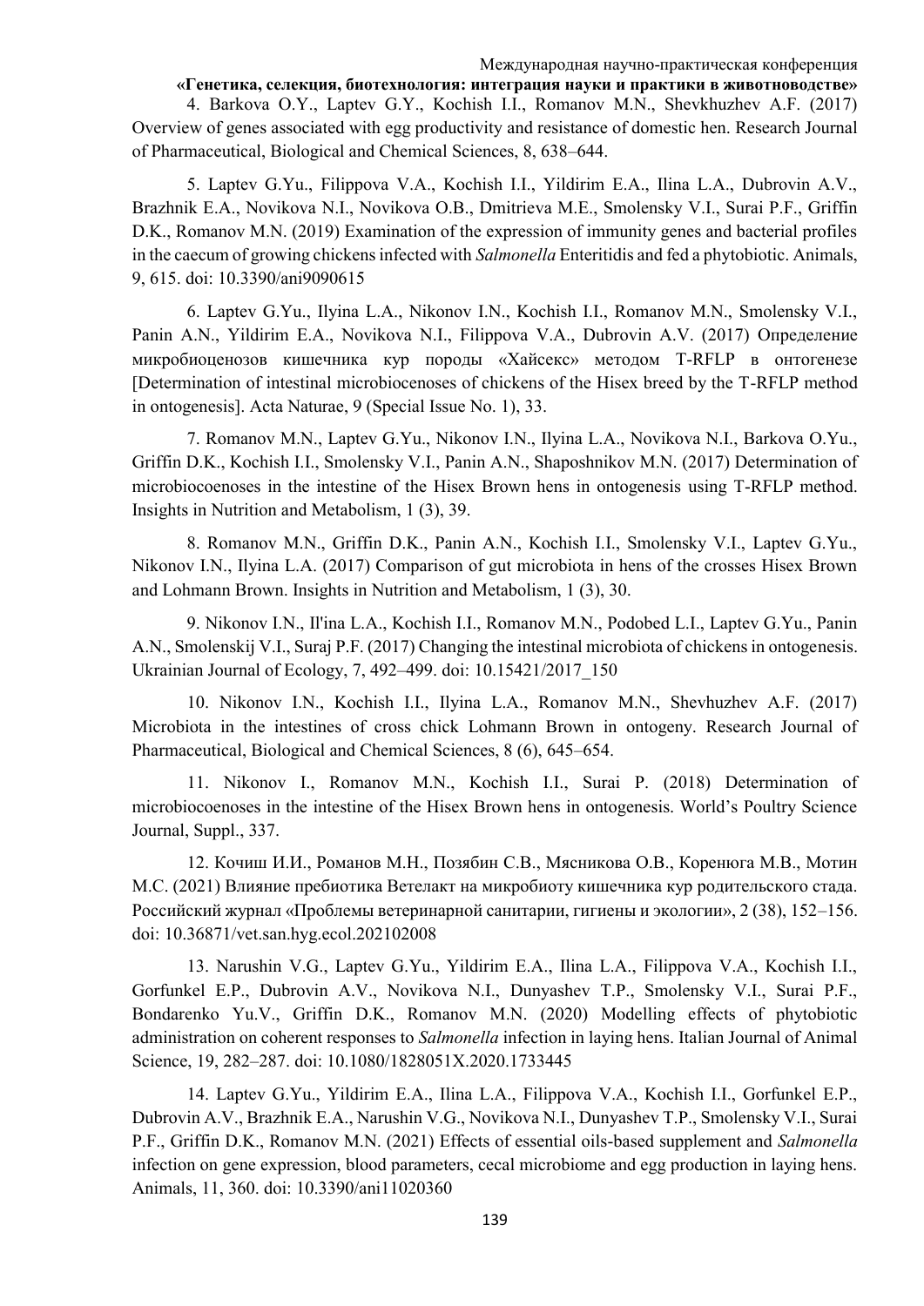4. Barkova O.Y., Laptev G.Y., Kochish I.I., Romanov M.N., Shevkhuzhev A.F. (2017) Overview of genes associated with egg productivity and resistance of domestic hen. Research Journal of Pharmaceutical, Biological and Chemical Sciences, 8, 638–644.

5. Laptev G.Yu., Filippova V.A., Kochish I.I., Yildirim E.A., Ilina L.A., Dubrovin A.V., Brazhnik E.A., Novikova N.I., Novikova O.B., Dmitrieva M.E., Smolensky V.I., Surai P.F., Griffin D.K., Romanov M.N. (2019) Examination of the expression of immunity genes and bacterial profiles in the caecum of growing chickens infected with *Salmonella* Enteritidis and fed a phytobiotic. Animals, 9, 615. doi: 10.3390/ani9090615

6. Laptev G.Yu., Ilyina L.A., Nikonov I.N., Kochish I.I., Romanov M.N., Smolensky V.I., Panin A.N., Yildirim E.A., Novikova N.I., Filippova V.A., Dubrovin A.V. (2017) Определение микробиоценозов кишечника кур породы «Хайсекс» методом T-RFLP в онтогенезе [Determination of intestinal microbiocenoses of chickens of the Hisex breed by the T-RFLP method in ontogenesis]. Acta Naturae, 9 (Special Issue No. 1), 33.

7. Romanov M.N., Laptev G.Yu., Nikonov I.N., Ilyina L.A., Novikova N.I., Barkova O.Yu., Griffin D.K., Kochish I.I., Smolensky V.I., Panin A.N., Shaposhnikov M.N. (2017) Determination of microbiocoenoses in the intestine of the Hisex Brown hens in ontogenesis using T-RFLP method. Insights in Nutrition and Metabolism, 1 (3), 39.

8. Romanov M.N., Griffin D.K., Panin A.N., Kochish I.I., Smolensky V.I., Laptev G.Yu., Nikonov I.N., Ilyina L.A. (2017) Comparison of gut microbiota in hens of the crosses Hisex Brown and Lohmann Brown. Insights in Nutrition and Metabolism, 1 (3), 30.

9. Nikonov I.N., Il'ina L.A., Kochish I.I., Romanov M.N., Podobed L.I., Laptev G.Yu., Panin A.N., Smolenskij V.I., Suraj P.F. (2017) Changing the intestinal microbiota of chickens in ontogenesis. Ukrainian Journal of Ecology, 7, 492–499. doi: 10.15421/2017_150

10. Nikonov I.N., Kochish I.I., Ilyina L.A., Romanov M.N., Shevhuzhev A.F. (2017) Microbiota in the intestines of cross chick Lohmann Brown in ontogeny. Research Journal of Pharmaceutical, Biological and Chemical Sciences, 8 (6), 645–654.

11. Nikonov I., Romanov M.N., Kochish I.I., Surai P. (2018) Determination of microbiocoenoses in the intestine of the Hisex Brown hens in ontogenesis. World's Poultry Science Journal, Suppl., 337.

12. Кочиш И.И., Романов М.Н., Позябин С.В., Мясникова О.В., Коренюга М.В., Мотин М.С. (2021) Влияние пребиотика Ветелакт на микробиоту кишечника кур родительского стада. Российский журнал «Проблемы ветеринарной санитарии, гигиены и экологии», 2 (38), 152–156. doi: 10.36871/vet.san.hyg.ecol.202102008

13. Narushin V.G., Laptev G.Yu., Yildirim E.A., Ilina L.A., Filippova V.A., Kochish I.I., Gorfunkel E.P., Dubrovin A.V., Novikova N.I., Dunyashev T.P., Smolensky V.I., Surai P.F., Bondarenko Yu.V., Griffin D.K., Romanov M.N. (2020) Modelling effects of phytobiotic administration on coherent responses to *Salmonella* infection in laying hens. Italian Journal of Animal Science, 19, 282–287. doi: 10.1080/1828051X.2020.1733445

14. Laptev G.Yu., Yildirim E.A., Ilina L.A., Filippova V.A., Kochish I.I., Gorfunkel E.P., Dubrovin A.V., Brazhnik E.A., Narushin V.G., Novikova N.I., Dunyashev T.P., Smolensky V.I., Surai P.F., Griffin D.K., Romanov M.N. (2021) Effects of essential oils-based supplement and *Salmonella* infection on gene expression, blood parameters, cecal microbiome and egg production in laying hens. Animals, 11, 360. doi: 10.3390/ani11020360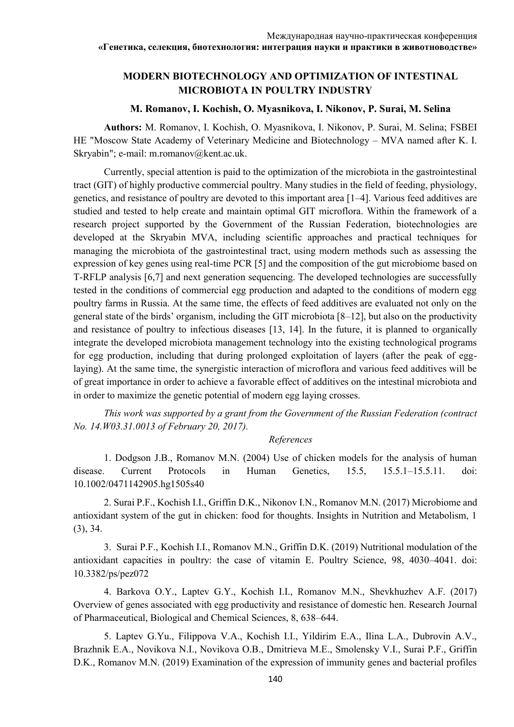## MODERN BIOTECHNOLOGY AND OPTIMIZATION OF INTESTINAL MICROBIOTA IN POULTRY INDUSTRY

**M. Romanov, I. Kochish, O. Myasnikova, I. Nikonov, P. Surai, M. Selina**

**Authors:** M. Romanov, I. Kochish, O. Myasnikova, I. Nikonov, P. Surai, M. Selina; FSBEI HE "Moscow State Academy of Veterinary Medicine and Biotechnology – MVA named after K. I. Skryabin"; e-mail: m.romanov@kent.ac.uk.

Currently, special attention is paid to the optimization of the microbiota in the gastrointestinal tract (GIT) of highly productive commercial poultry. Many studies in the field of feeding, physiology, genetics, and resistance of poultry are devoted to this important area [1–4]. Various feed additives are studied and tested to help create and maintain optimal GIT microflora. Within the framework of a research project supported by the Government of the Russian Federation, biotechnologies are developed at the Skryabin MVA, including scientific approaches and practical techniques for managing the microbiota of the gastrointestinal tract, using modern methods such as assessing the expression of key genes using real-time PCR [5] and the composition of the gut microbiome based on T-RFLP analysis [6,7] and next generation sequencing. The developed technologies are successfully tested in the conditions of commercial egg production and adapted to the conditions of modern egg poultry farms in Russia. At the same time, the effects of feed additives are evaluated not only on the general state of the birds' organism, including the GIT microbiota [8–12], but also on the productivity and resistance of poultry to infectious diseases [13, 14]. In the future, it is planned to organically integrate the developed microbiota management technology into the existing technological programs for egg production, including that during prolonged exploitation of layers (after the peak of egg-laying). At the same time, the synergistic interaction of microflora and various feed additives will be of great importance in order to achieve a favorable effect of additives on the intestinal microbiota and in order to maximize the genetic potential of modern egg laying crosses.

*This work was supported by a grant from the Government of the Russian Federation (contract No. 14.W03.31.0013 of February 20, 2017).*

*References*

1. Dodgson J.B., Romanov M.N. (2004) Use of chicken models for the analysis of human disease. Current Protocols in Human Genetics, 15.5, 15.5.1–15.5.11. doi: 10.1002/0471142905.hg1505s40

2. Surai P.F., Kochish I.I., Griffin D.K., Nikonov I.N., Romanov M.N. (2017) Microbiome and antioxidant system of the gut in chicken: food for thoughts. Insights in Nutrition and Metabolism, 1 (3), 34.

3. Surai P.F., Kochish I.I., Romanov M.N., Griffin D.K. (2019) Nutritional modulation of the antioxidant capacities in poultry: the case of vitamin E. Poultry Science, 98, 4030–4041. doi: 10.3382/ps/pez072

4. Barkova O.Y., Laptev G.Y., Kochish I.I., Romanov M.N., Shevkhuzhev A.F. (2017) Overview of genes associated with egg productivity and resistance of domestic hen. Research Journal of Pharmaceutical, Biological and Chemical Sciences, 8, 638–644.

5. Laptev G.Yu., Filippova V.A., Kochish I.I., Yildirim E.A., Ilina L.A., Dubrovin A.V., Brazhnik E.A., Novikova N.I., Novikova O.B., Dmitrieva M.E., Smolensky V.I., Surai P.F., Griffin D.K., Romanov M.N. (2019) Examination of the expression of immunity genes and bacterial profiles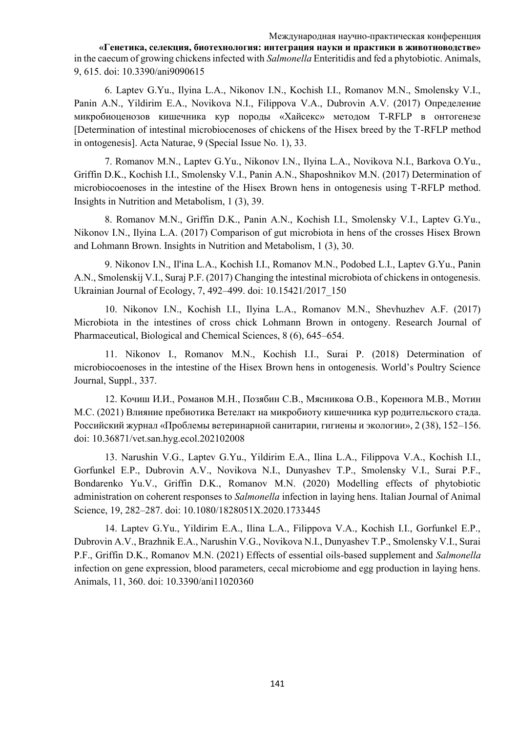in the caecum of growing chickens infected with *Salmonella* Enteritidis and fed a phytobiotic. Animals, 9, 615. doi: 10.3390/ani9090615

6. Laptev G.Yu., Ilyina L.A., Nikonov I.N., Kochish I.I., Romanov M.N., Smolensky V.I., Panin A.N., Yildirim E.A., Novikova N.I., Filippova V.A., Dubrovin A.V. (2017) Определение микробиоценозов кишечника кур породы «Хайсекс» методом T-RFLP в онтогенезе [Determination of intestinal microbiocenoses of chickens of the Hisex breed by the T-RFLP method in ontogenesis]. Acta Naturae, 9 (Special Issue No. 1), 33.

7. Romanov M.N., Laptev G.Yu., Nikonov I.N., Ilyina L.A., Novikova N.I., Barkova O.Yu., Griffin D.K., Kochish I.I., Smolensky V.I., Panin A.N., Shaposhnikov M.N. (2017) Determination of microbiocoenoses in the intestine of the Hisex Brown hens in ontogenesis using T-RFLP method. Insights in Nutrition and Metabolism, 1 (3), 39.

8. Romanov M.N., Griffin D.K., Panin A.N., Kochish I.I., Smolensky V.I., Laptev G.Yu., Nikonov I.N., Ilyina L.A. (2017) Comparison of gut microbiota in hens of the crosses Hisex Brown and Lohmann Brown. Insights in Nutrition and Metabolism, 1 (3), 30.

9. Nikonov I.N., Il'ina L.A., Kochish I.I., Romanov M.N., Podobed L.I., Laptev G.Yu., Panin A.N., Smolenskij V.I., Suraj P.F. (2017) Changing the intestinal microbiota of chickens in ontogenesis. Ukrainian Journal of Ecology, 7, 492–499. doi: 10.15421/2017_150

10. Nikonov I.N., Kochish I.I., Ilyina L.A., Romanov M.N., Shevhuzhev A.F. (2017) Microbiota in the intestines of cross chick Lohmann Brown in ontogeny. Research Journal of Pharmaceutical, Biological and Chemical Sciences, 8 (6), 645–654.

11. Nikonov I., Romanov M.N., Kochish I.I., Surai P. (2018) Determination of microbiocoenoses in the intestine of the Hisex Brown hens in ontogenesis. World's Poultry Science Journal, Suppl., 337.

12. Кочиш И.И., Романов М.Н., Позябин С.В., Мясникова О.В., Коренюга М.В., Мотин М.С. (2021) Влияние пребиотика Ветелакт на микробиоту кишечника кур родительского стада. Российский журнал «Проблемы ветеринарной санитарии, гигиены и экологии», 2 (38), 152–156. doi: 10.36871/vet.san.hyg.ecol.202102008

13. Narushin V.G., Laptev G.Yu., Yildirim E.A., Ilina L.A., Filippova V.A., Kochish I.I., Gorfunkel E.P., Dubrovin A.V., Novikova N.I., Dunyashev T.P., Smolensky V.I., Surai P.F., Bondarenko Yu.V., Griffin D.K., Romanov M.N. (2020) Modelling effects of phytobiotic administration on coherent responses to *Salmonella* infection in laying hens. Italian Journal of Animal Science, 19, 282–287. doi: 10.1080/1828051X.2020.1733445

14. Laptev G.Yu., Yildirim E.A., Ilina L.A., Filippova V.A., Kochish I.I., Gorfunkel E.P., Dubrovin A.V., Brazhnik E.A., Narushin V.G., Novikova N.I., Dunyashev T.P., Smolensky V.I., Surai P.F., Griffin D.K., Romanov M.N. (2021) Effects of essential oils-based supplement and *Salmonella* infection on gene expression, blood parameters, cecal microbiome and egg production in laying hens. Animals, 11, 360. doi: 10.3390/ani11020360